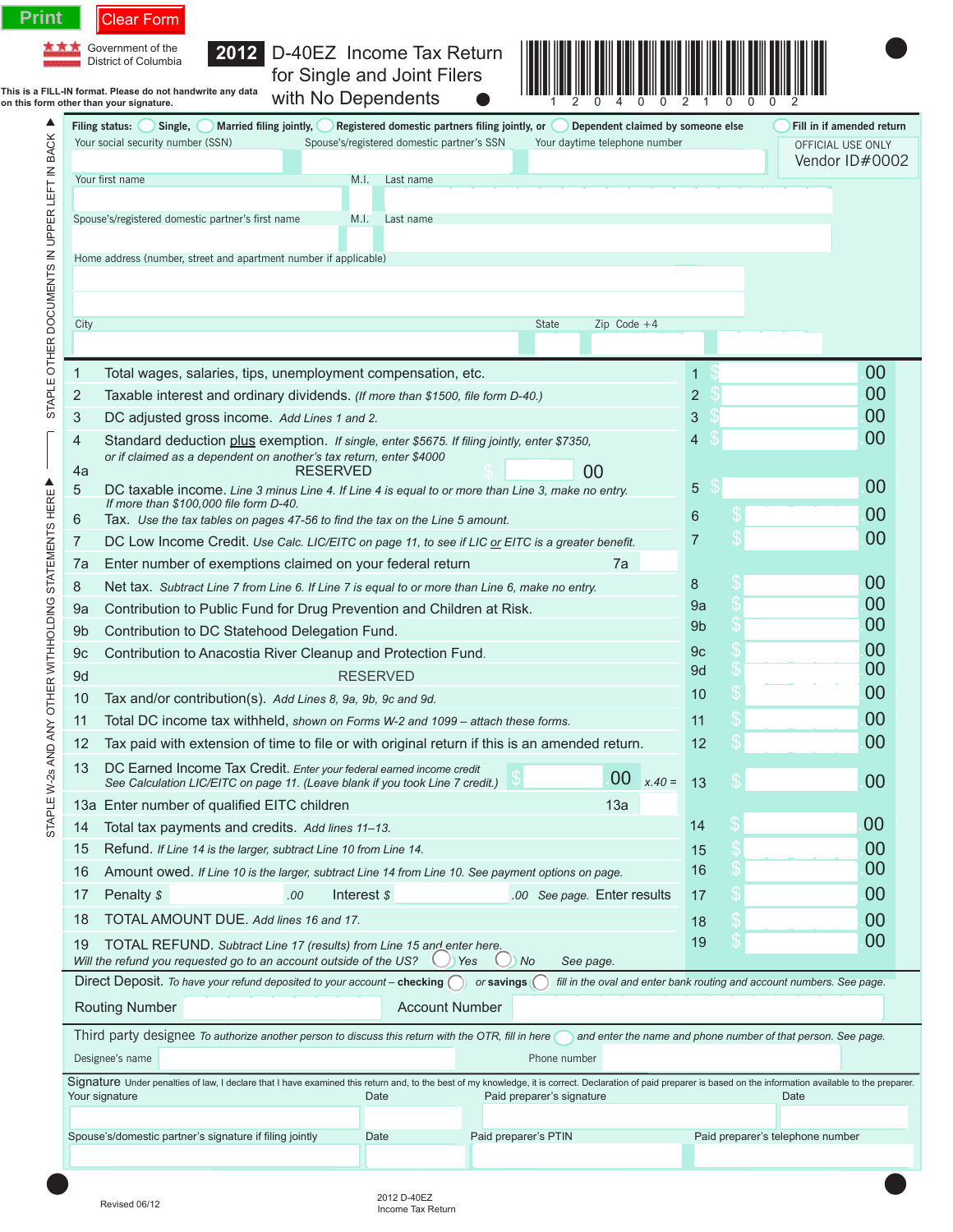Print | Clear Form

Government of the District of Columbia

This is a FILL-IN format. Please do not handwrite any data on this form other than your signature.

# 2012 D-40EZ Income Tax Return for Single and Joint Filers with No Dependents

12040021000 2

STAPLE W-2s AND ANY OTHER WITHHOLDING STATEMENTS HERE ▲ STAPLE OTHER DOCUMENTS IN UPPER LEFT IN BACK ▲

**Filing status:** ◯ Single, ◯ Married filing jointly, ◯ Registered domestic partners filing jointly, or ◯ Dependent claimed by someone else

◯ Fill in if amended return

OFFICIAL USE ONLY
Vendor ID#0002

Your social security number (SSN) | Spouse's/registered domestic partner's SSN | Your daytime telephone number

Your first name | M.I. | Last name

Spouse's/registered domestic partner's first name | M.I. | Last name

Home address (number, street and apartment number if applicable)

City | State | Zip Code +4

| Line | Description | | Amount |
|---|---|---|---|
| 1 | Total wages, salaries, tips, unemployment compensation, etc. | 1 | $ .00 |
| 2 | Taxable interest and ordinary dividends. *(If more than $1500, file form D-40.)* | 2 | $ .00 |
| 3 | DC adjusted gross income. *Add Lines 1 and 2.* | 3 | $ .00 |
| 4 | Standard deduction plus exemption. *If single, enter $5675. If filing jointly, enter $7350, or if claimed as a dependent on another's tax return, enter $4000* | 4 | $ .00 |
| 4a | RESERVED $ 00 | | |
| 5 | DC taxable income. *Line 3 minus Line 4. If Line 4 is equal to or more than Line 3, make no entry. If more than $100,000 file form D-40.* | 5 | $ .00 |
| 6 | Tax. *Use the tax tables on pages 47-56 to find the tax on the Line 5 amount.* | 6 | $ .00 |
| 7 | DC Low Income Credit. *Use Calc. LIC/EITC on page 11, to see if LIC or EITC is a greater benefit.* | 7 | $ .00 |
| 7a | Enter number of exemptions claimed on your federal return 7a | | |
| 8 | Net tax. *Subtract Line 7 from Line 6. If Line 7 is equal to or more than Line 6, make no entry.* | 8 | $ .00 |
| 9a | Contribution to Public Fund for Drug Prevention and Children at Risk. | 9a | $ .00 |
| 9b | Contribution to DC Statehood Delegation Fund. | 9b | $ .00 |
| 9c | Contribution to Anacostia River Cleanup and Protection Fund. | 9c | $ .00 |
| 9d | RESERVED | 9d | $ .00 |
| 10 | Tax and/or contribution(s). *Add Lines 8, 9a, 9b, 9c and 9d.* | 10 | $ .00 |
| 11 | Total DC income tax withheld, *shown on Forms W-2 and 1099 – attach these forms.* | 11 | $ .00 |
| 12 | Tax paid with extension of time to file or with original return if this is an amended return. | 12 | $ .00 |
| 13 | DC Earned Income Tax Credit. *Enter your federal earned income credit* $ .00 *x.40 =* *See Calculation LIC/EITC on page 11. (Leave blank if you took Line 7 credit.)* | 13 | $ .00 |
| 13a | Enter number of qualified EITC children 13a | | |
| 14 | Total tax payments and credits. *Add lines 11–13.* | 14 | $ .00 |
| 15 | Refund. *If Line 14 is the larger, subtract Line 10 from Line 14.* | 15 | $ .00 |
| 16 | Amount owed. *If Line 10 is the larger, subtract Line 14 from Line 10. See payment options on page.* | 16 | $ .00 |
| 17 | Penalty $ .00 Interest $ .00 *See page.* Enter results | 17 | $ .00 |
| 18 | TOTAL AMOUNT DUE. *Add lines 16 and 17.* | 18 | $ .00 |
| 19 | TOTAL REFUND. *Subtract Line 17 (results) from Line 15 and enter here.* *Will the refund you requested go to an account outside of the US?* ◯ Yes ◯ No *See page.* | 19 | $ .00 |

**Direct Deposit.** *To have your refund deposited to your account –* **checking** ◯ *or* **savings** ◯ *fill in the oval and enter bank routing and account numbers. See page.*

Routing Number | Account Number

**Third party designee** *To authorize another person to discuss this return with the OTR, fill in here* ◯ *and enter the name and phone number of that person. See page.*

Designee's name | Phone number

**Signature** Under penalties of law, I declare that I have examined this return and, to the best of my knowledge, it is correct. Declaration of paid preparer is based on the information available to the preparer.

Your signature | Date | Paid preparer's signature | Date

Spouse's/domestic partner's signature if filing jointly | Date | Paid preparer's PTIN | Paid preparer's telephone number

Revised 06/12

2012 D-40EZ Income Tax Return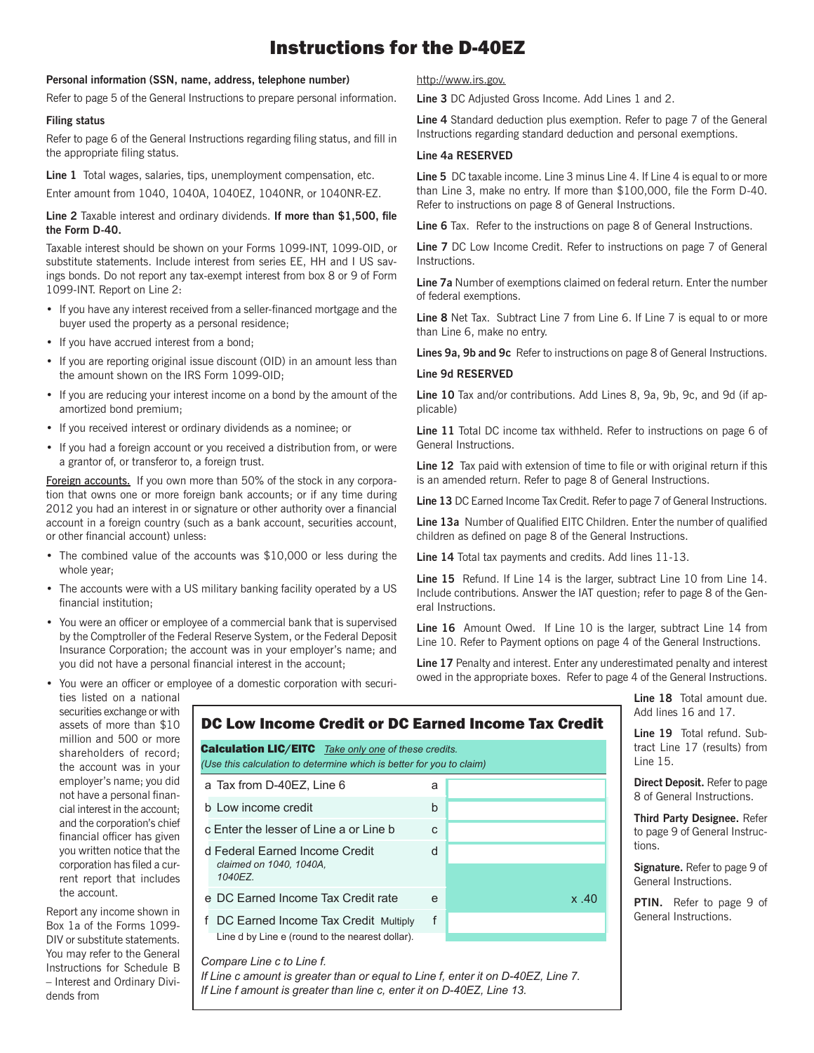# Instructions for the D-40EZ

**Personal information (SSN, name, address, telephone number)**

Refer to page 5 of the General Instructions to prepare personal information.

**Filing status**

Refer to page 6 of the General Instructions regarding filing status, and fill in the appropriate filing status.

**Line 1** Total wages, salaries, tips, unemployment compensation, etc.

Enter amount from 1040, 1040A, 1040EZ, 1040NR, or 1040NR-EZ.

**Line 2** Taxable interest and ordinary dividends. **If more than $1,500, file the Form D-40.**

Taxable interest should be shown on your Forms 1099-INT, 1099-OID, or substitute statements. Include interest from series EE, HH and I US savings bonds. Do not report any tax-exempt interest from box 8 or 9 of Form 1099-INT. Report on Line 2:

- If you have any interest received from a seller-financed mortgage and the buyer used the property as a personal residence;
- If you have accrued interest from a bond;
- If you are reporting original issue discount (OID) in an amount less than the amount shown on the IRS Form 1099-OID;
- If you are reducing your interest income on a bond by the amount of the amortized bond premium;
- If you received interest or ordinary dividends as a nominee; or
- If you had a foreign account or you received a distribution from, or were a grantor of, or transferor to, a foreign trust.

Foreign accounts. If you own more than 50% of the stock in any corporation that owns one or more foreign bank accounts; or if any time during 2012 you had an interest in or signature or other authority over a financial account in a foreign country (such as a bank account, securities account, or other financial account) unless:

- The combined value of the accounts was $10,000 or less during the whole year;
- The accounts were with a US military banking facility operated by a US financial institution;
- You were an officer or employee of a commercial bank that is supervised by the Comptroller of the Federal Reserve System, or the Federal Deposit Insurance Corporation; the account was in your employer's name; and you did not have a personal financial interest in the account;
- You were an officer or employee of a domestic corporation with securities listed on a national securities exchange or with assets of more than $10 million and 500 or more shareholders of record; the account was in your employer's name; you did not have a personal financial interest in the account; and the corporation's chief financial officer has given you written notice that the corporation has filed a current report that includes the account.

Report any income shown in Box 1a of the Forms 1099-DIV or substitute statements. You may refer to the General Instructions for Schedule B – Interest and Ordinary Dividends from http://www.irs.gov.

**Line 3** DC Adjusted Gross Income. Add Lines 1 and 2.

**Line 4** Standard deduction plus exemption. Refer to page 7 of the General Instructions regarding standard deduction and personal exemptions.

**Line 4a RESERVED**

**Line 5** DC taxable income. Line 3 minus Line 4. If Line 4 is equal to or more than Line 3, make no entry. If more than $100,000, file the Form D-40. Refer to instructions on page 8 of General Instructions.

**Line 6** Tax. Refer to the instructions on page 8 of General Instructions.

**Line 7** DC Low Income Credit. Refer to instructions on page 7 of General Instructions.

**Line 7a** Number of exemptions claimed on federal return. Enter the number of federal exemptions.

**Line 8** Net Tax. Subtract Line 7 from Line 6. If Line 7 is equal to or more than Line 6, make no entry.

**Lines 9a, 9b and 9c** Refer to instructions on page 8 of General Instructions.

**Line 9d RESERVED**

**Line 10** Tax and/or contributions. Add Lines 8, 9a, 9b, 9c, and 9d (if applicable)

**Line 11** Total DC income tax withheld. Refer to instructions on page 6 of General Instructions.

**Line 12** Tax paid with extension of time to file or with original return if this is an amended return. Refer to page 8 of General Instructions.

**Line 13** DC Earned Income Tax Credit. Refer to page 7 of General Instructions.

**Line 13a** Number of Qualified EITC Children. Enter the number of qualified children as defined on page 8 of the General Instructions.

**Line 14** Total tax payments and credits. Add lines 11-13.

**Line 15** Refund. If Line 14 is the larger, subtract Line 10 from Line 14. Include contributions. Answer the IAT question; refer to page 8 of the General Instructions.

**Line 16** Amount Owed. If Line 10 is the larger, subtract Line 14 from Line 10. Refer to Payment options on page 4 of the General Instructions.

**Line 17** Penalty and interest. Enter any underestimated penalty and interest owed in the appropriate boxes. Refer to page 4 of the General Instructions.

**Line 18** Total amount due. Add lines 16 and 17.

**Line 19** Total refund. Subtract Line 17 (results) from Line 15.

**Direct Deposit.** Refer to page 8 of General Instructions.

**Third Party Designee.** Refer to page 9 of General Instructions.

**Signature.** Refer to page 9 of General Instructions.

**PTIN.** Refer to page 9 of General Instructions.

## DC Low Income Credit or DC Earned Income Tax Credit

**Calculation LIC/EITC** *Take only one of these credits.*
*(Use this calculation to determine which is better for you to claim)*

| | | |
|---|---|---|
| a Tax from D-40EZ, Line 6 | a | |
| b Low income credit | b | |
| c Enter the lesser of Line a or Line b | c | |
| d Federal Earned Income Credit *claimed on 1040, 1040A, 1040EZ.* | d | |
| e DC Earned Income Tax Credit rate | e | x .40 |
| f DC Earned Income Tax Credit Multiply Line d by Line e (round to the nearest dollar). | f | |

*Compare Line c to Line f.*
*If Line c amount is greater than or equal to Line f, enter it on D-40EZ, Line 7.*
*If Line f amount is greater than line c, enter it on D-40EZ, Line 13.*